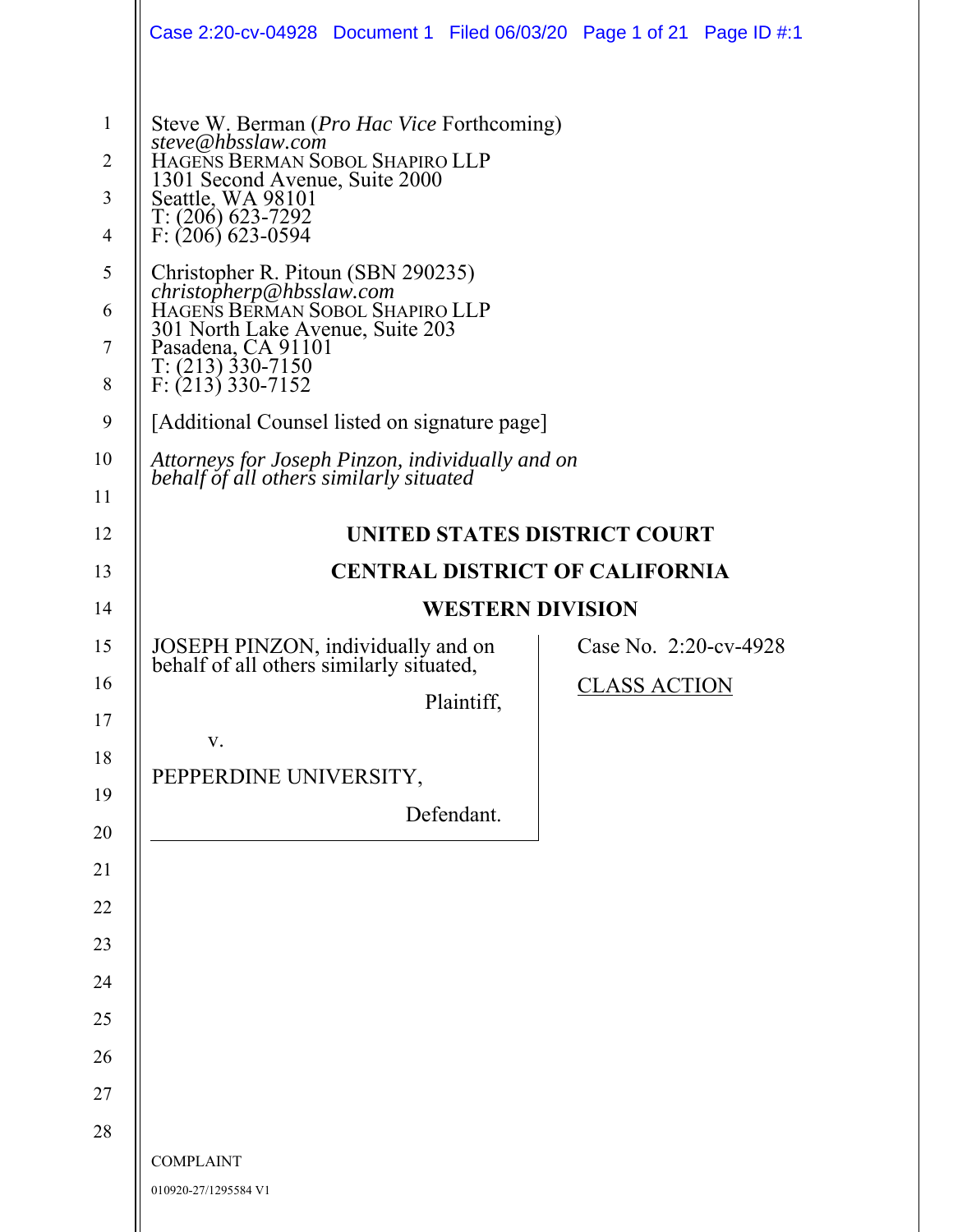Steve W. Berman (*Pro Hac Vice* Forthcoming)
*steve@hbsslaw.com*
HAGENS BERMAN SOBOL SHAPIRO LLP
1301 Second Avenue, Suite 2000
Seattle, WA 98101
T: (206) 623-7292
F: (206) 623-0594

Christopher R. Pitoun (SBN 290235)
*christopherp@hbsslaw.com*
HAGENS BERMAN SOBOL SHAPIRO LLP
301 North Lake Avenue, Suite 203
Pasadena, CA 91101
T: (213) 330-7150
F: (213) 330-7152

[Additional Counsel listed on signature page]

*Attorneys for Joseph Pinzon, individually and on behalf of all others similarly situated*

**UNITED STATES DISTRICT COURT**

**CENTRAL DISTRICT OF CALIFORNIA**

**WESTERN DIVISION**

JOSEPH PINZON, individually and on behalf of all others similarly situated,

Plaintiff,

v.

PEPPERDINE UNIVERSITY,

Defendant.

Case No. 2:20-cv-4928

CLASS ACTION

COMPLAINT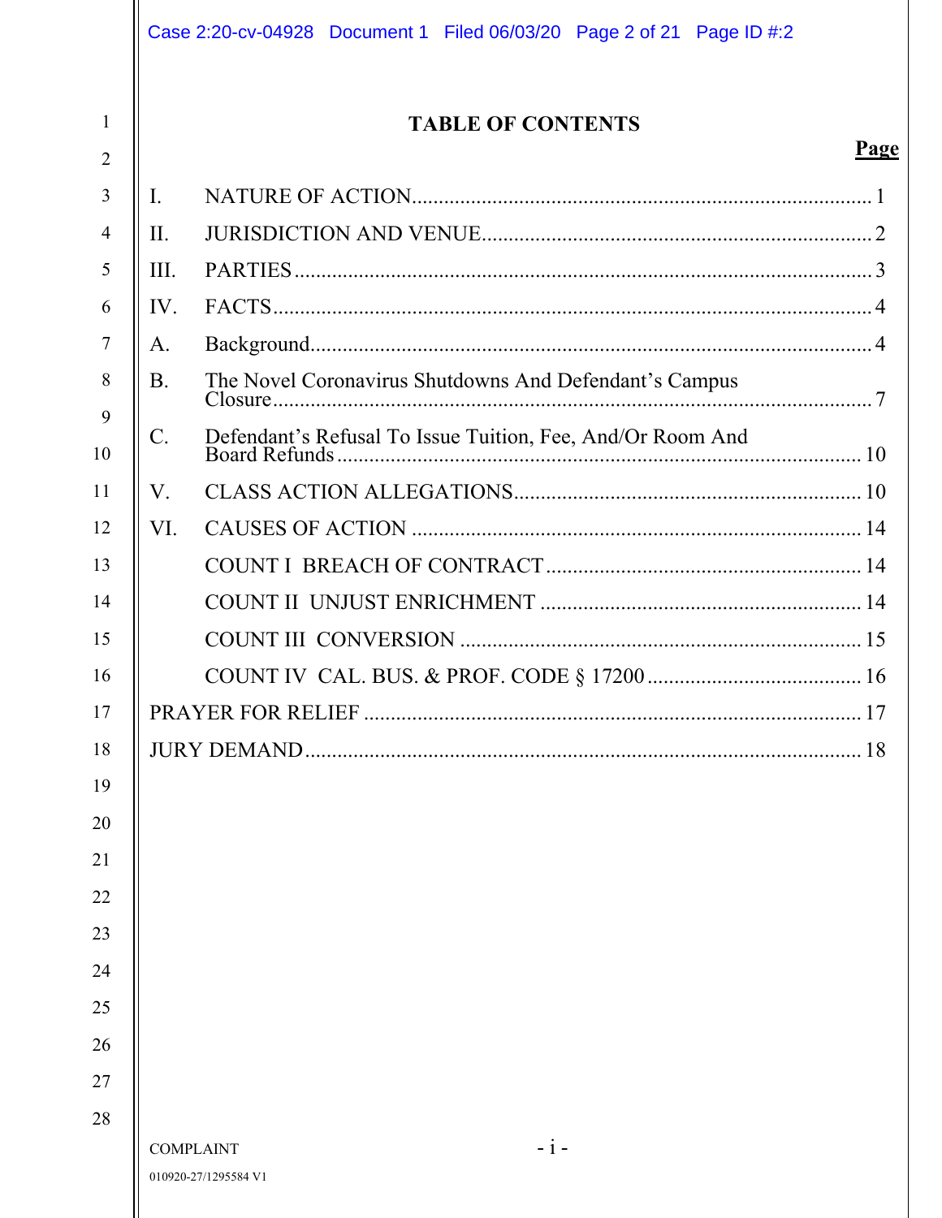# TABLE OF CONTENTS

| | | Page |
|---|---|---|
| I. | NATURE OF ACTION | 1 |
| II. | JURISDICTION AND VENUE | 2 |
| III. | PARTIES | 3 |
| IV. | FACTS | 4 |
| A. | Background | 4 |
| B. | The Novel Coronavirus Shutdowns And Defendant's Campus Closure | 7 |
| C. | Defendant's Refusal To Issue Tuition, Fee, And/Or Room And Board Refunds | 10 |
| V. | CLASS ACTION ALLEGATIONS | 10 |
| VI. | CAUSES OF ACTION | 14 |
| | COUNT I BREACH OF CONTRACT | 14 |
| | COUNT II UNJUST ENRICHMENT | 14 |
| | COUNT III CONVERSION | 15 |
| | COUNT IV CAL. BUS. & PROF. CODE § 17200 | 16 |
| PRAYER FOR RELIEF | | 17 |
| JURY DEMAND | | 18 |

COMPLAINT

010920-27/1295584 V1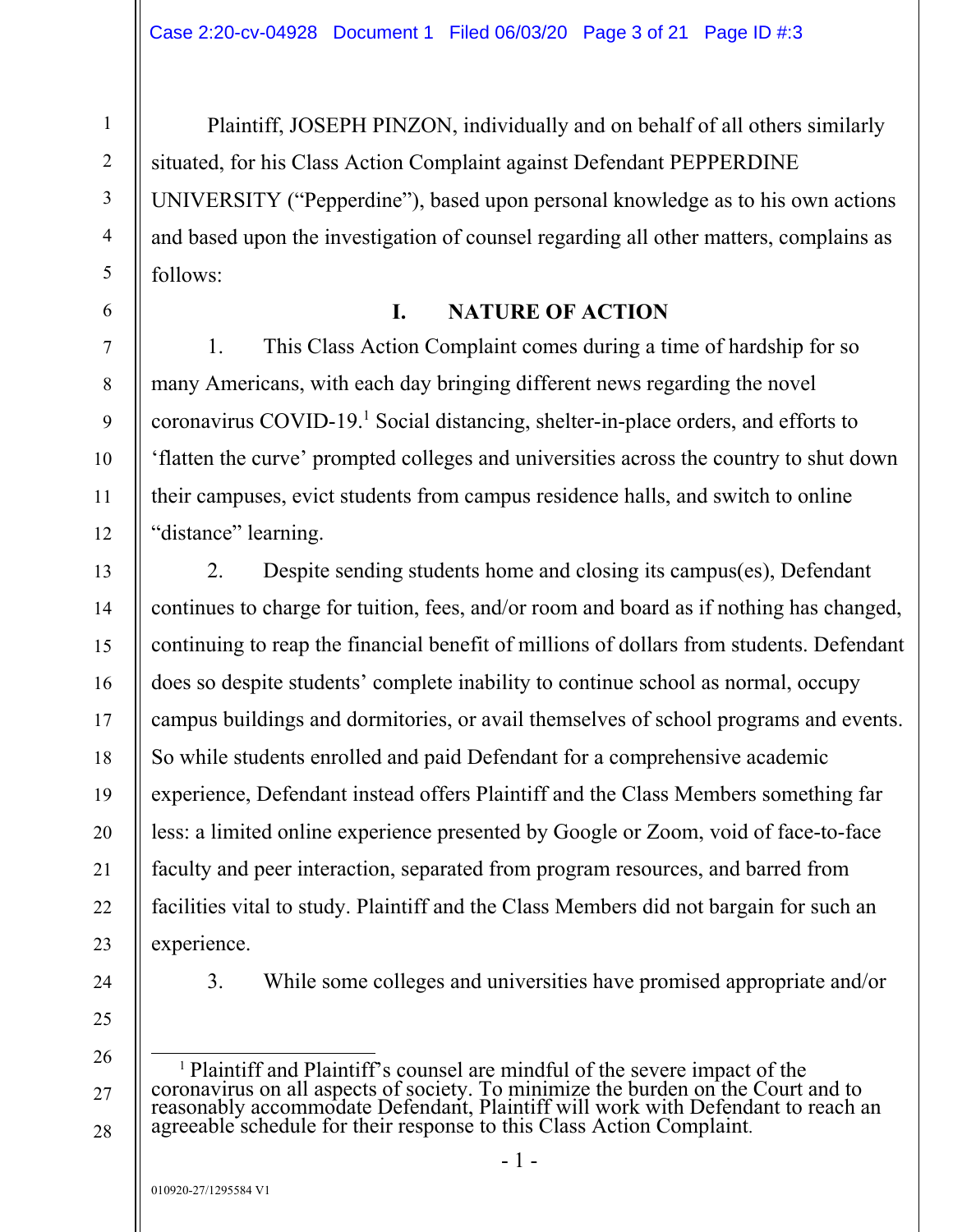Plaintiff, JOSEPH PINZON, individually and on behalf of all others similarly situated, for his Class Action Complaint against Defendant PEPPERDINE UNIVERSITY ("Pepperdine"), based upon personal knowledge as to his own actions and based upon the investigation of counsel regarding all other matters, complains as follows:

## I. NATURE OF ACTION

1. This Class Action Complaint comes during a time of hardship for so many Americans, with each day bringing different news regarding the novel coronavirus COVID-19.[1] Social distancing, shelter-in-place orders, and efforts to 'flatten the curve' prompted colleges and universities across the country to shut down their campuses, evict students from campus residence halls, and switch to online "distance" learning.

2. Despite sending students home and closing its campus(es), Defendant continues to charge for tuition, fees, and/or room and board as if nothing has changed, continuing to reap the financial benefit of millions of dollars from students. Defendant does so despite students' complete inability to continue school as normal, occupy campus buildings and dormitories, or avail themselves of school programs and events. So while students enrolled and paid Defendant for a comprehensive academic experience, Defendant instead offers Plaintiff and the Class Members something far less: a limited online experience presented by Google or Zoom, void of face-to-face faculty and peer interaction, separated from program resources, and barred from facilities vital to study. Plaintiff and the Class Members did not bargain for such an experience.

3. While some colleges and universities have promised appropriate and/or

---

[1] Plaintiff and Plaintiff's counsel are mindful of the severe impact of the coronavirus on all aspects of society. To minimize the burden on the Court and to reasonably accommodate Defendant, Plaintiff will work with Defendant to reach an agreeable schedule for their response to this Class Action Complaint.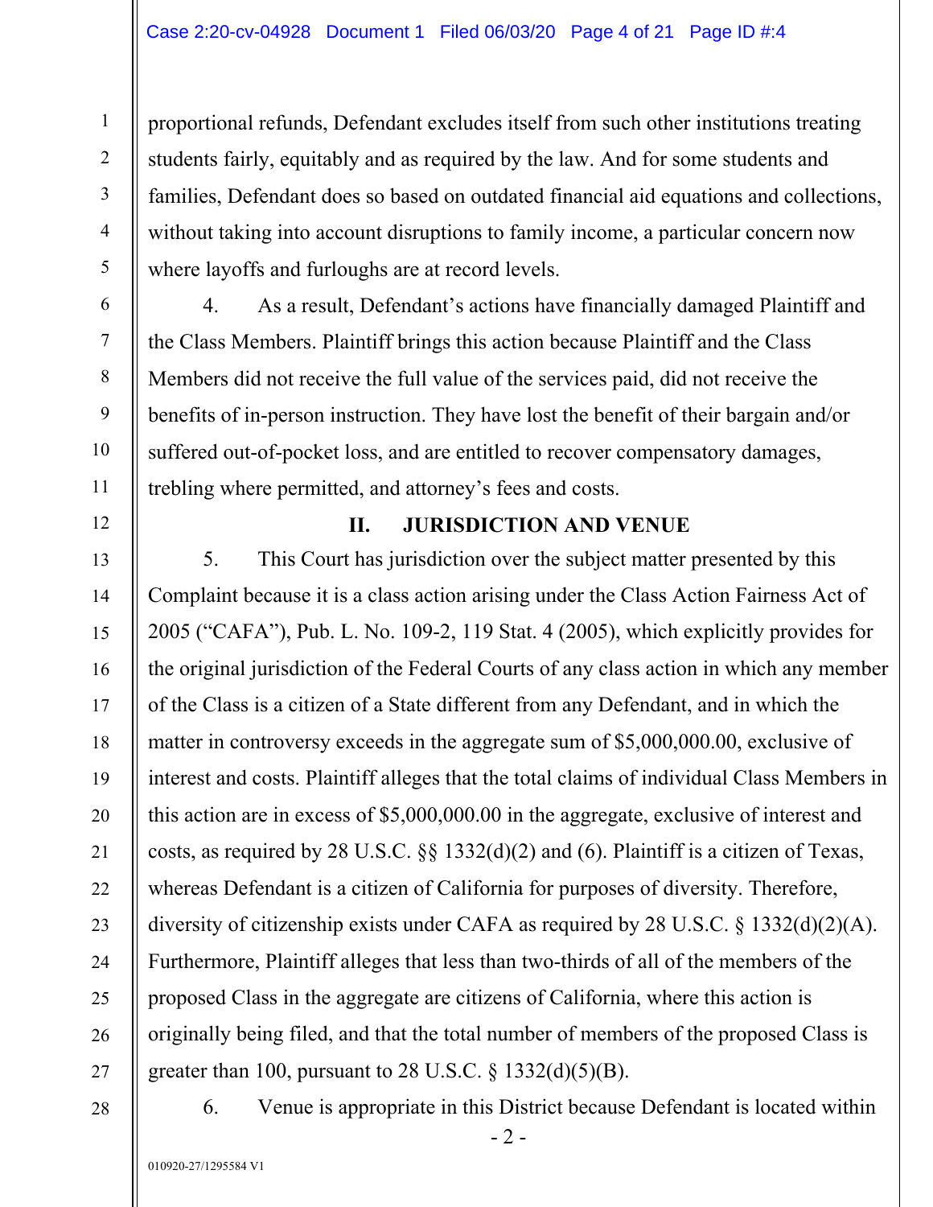proportional refunds, Defendant excludes itself from such other institutions treating students fairly, equitably and as required by the law. And for some students and families, Defendant does so based on outdated financial aid equations and collections, without taking into account disruptions to family income, a particular concern now where layoffs and furloughs are at record levels.

4. As a result, Defendant's actions have financially damaged Plaintiff and the Class Members. Plaintiff brings this action because Plaintiff and the Class Members did not receive the full value of the services paid, did not receive the benefits of in-person instruction. They have lost the benefit of their bargain and/or suffered out-of-pocket loss, and are entitled to recover compensatory damages, trebling where permitted, and attorney's fees and costs.

## II. JURISDICTION AND VENUE

5. This Court has jurisdiction over the subject matter presented by this Complaint because it is a class action arising under the Class Action Fairness Act of 2005 ("CAFA"), Pub. L. No. 109-2, 119 Stat. 4 (2005), which explicitly provides for the original jurisdiction of the Federal Courts of any class action in which any member of the Class is a citizen of a State different from any Defendant, and in which the matter in controversy exceeds in the aggregate sum of $5,000,000.00, exclusive of interest and costs. Plaintiff alleges that the total claims of individual Class Members in this action are in excess of $5,000,000.00 in the aggregate, exclusive of interest and costs, as required by 28 U.S.C. §§ 1332(d)(2) and (6). Plaintiff is a citizen of Texas, whereas Defendant is a citizen of California for purposes of diversity. Therefore, diversity of citizenship exists under CAFA as required by 28 U.S.C. § 1332(d)(2)(A). Furthermore, Plaintiff alleges that less than two-thirds of all of the members of the proposed Class in the aggregate are citizens of California, where this action is originally being filed, and that the total number of members of the proposed Class is greater than 100, pursuant to 28 U.S.C. § 1332(d)(5)(B).

6. Venue is appropriate in this District because Defendant is located within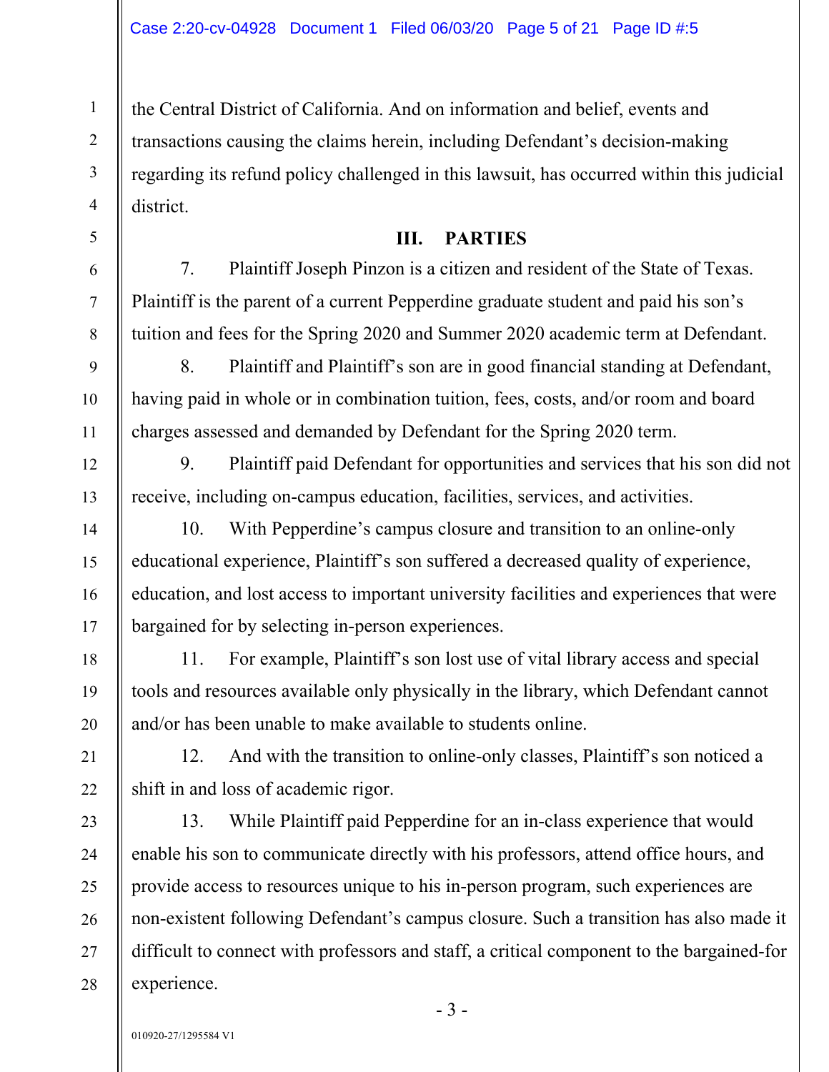the Central District of California. And on information and belief, events and transactions causing the claims herein, including Defendant's decision-making regarding its refund policy challenged in this lawsuit, has occurred within this judicial district.

## III. PARTIES

7. Plaintiff Joseph Pinzon is a citizen and resident of the State of Texas. Plaintiff is the parent of a current Pepperdine graduate student and paid his son's tuition and fees for the Spring 2020 and Summer 2020 academic term at Defendant.

8. Plaintiff and Plaintiff's son are in good financial standing at Defendant, having paid in whole or in combination tuition, fees, costs, and/or room and board charges assessed and demanded by Defendant for the Spring 2020 term.

9. Plaintiff paid Defendant for opportunities and services that his son did not receive, including on-campus education, facilities, services, and activities.

10. With Pepperdine's campus closure and transition to an online-only educational experience, Plaintiff's son suffered a decreased quality of experience, education, and lost access to important university facilities and experiences that were bargained for by selecting in-person experiences.

11. For example, Plaintiff's son lost use of vital library access and special tools and resources available only physically in the library, which Defendant cannot and/or has been unable to make available to students online.

12. And with the transition to online-only classes, Plaintiff's son noticed a shift in and loss of academic rigor.

13. While Plaintiff paid Pepperdine for an in-class experience that would enable his son to communicate directly with his professors, attend office hours, and provide access to resources unique to his in-person program, such experiences are non-existent following Defendant's campus closure. Such a transition has also made it difficult to connect with professors and staff, a critical component to the bargained-for experience.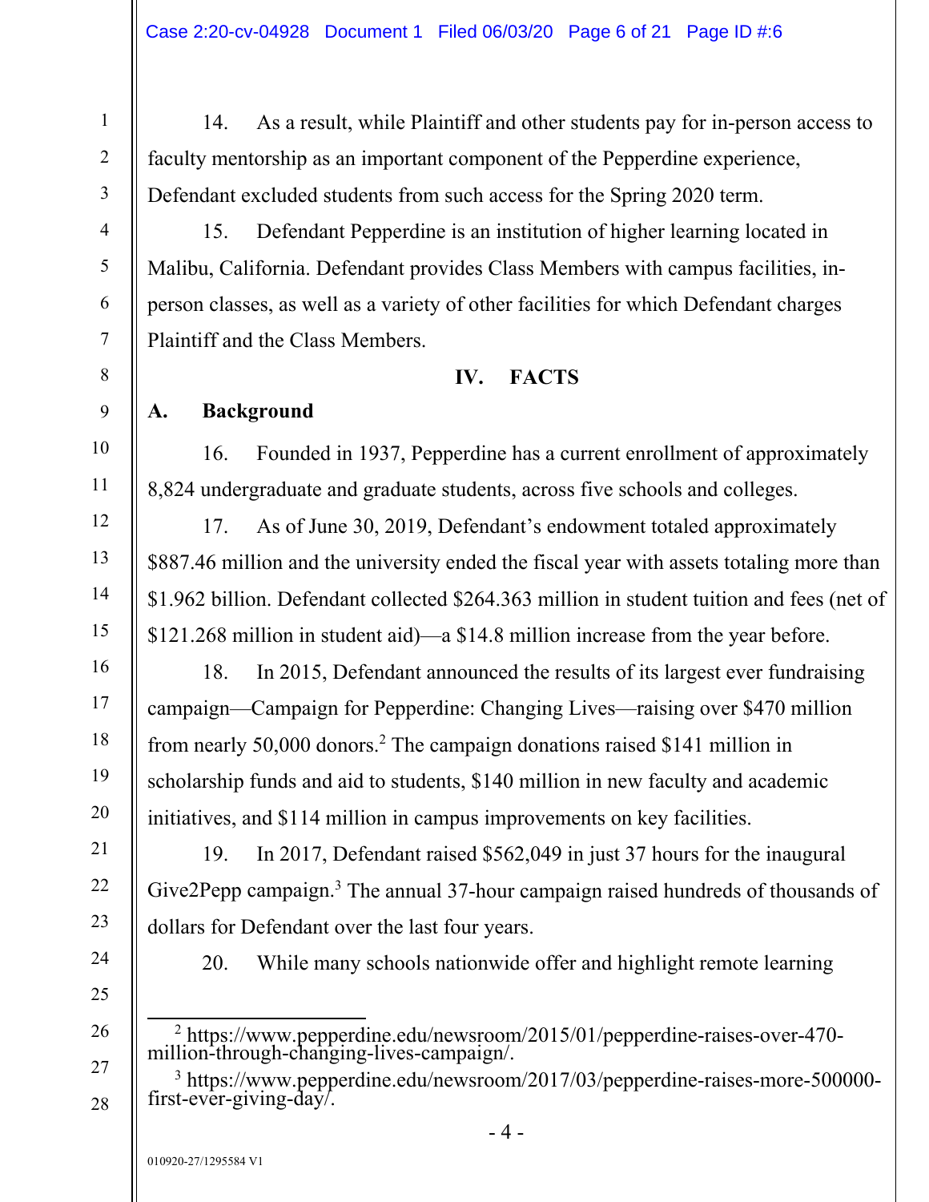14. As a result, while Plaintiff and other students pay for in-person access to faculty mentorship as an important component of the Pepperdine experience, Defendant excluded students from such access for the Spring 2020 term.

15. Defendant Pepperdine is an institution of higher learning located in Malibu, California. Defendant provides Class Members with campus facilities, in-person classes, as well as a variety of other facilities for which Defendant charges Plaintiff and the Class Members.

## IV. FACTS

### A. Background

16. Founded in 1937, Pepperdine has a current enrollment of approximately 8,824 undergraduate and graduate students, across five schools and colleges.

17. As of June 30, 2019, Defendant's endowment totaled approximately $887.46 million and the university ended the fiscal year with assets totaling more than $1.962 billion. Defendant collected $264.363 million in student tuition and fees (net of $121.268 million in student aid)—a $14.8 million increase from the year before.

18. In 2015, Defendant announced the results of its largest ever fundraising campaign—Campaign for Pepperdine: Changing Lives—raising over $470 million from nearly 50,000 donors.[2] The campaign donations raised $141 million in scholarship funds and aid to students, $140 million in new faculty and academic initiatives, and $114 million in campus improvements on key facilities.

19. In 2017, Defendant raised $562,049 in just 37 hours for the inaugural Give2Pepp campaign.[3] The annual 37-hour campaign raised hundreds of thousands of dollars for Defendant over the last four years.

20. While many schools nationwide offer and highlight remote learning

---

[2] https://www.pepperdine.edu/newsroom/2015/01/pepperdine-raises-over-470-million-through-changing-lives-campaign/.

[3] https://www.pepperdine.edu/newsroom/2017/03/pepperdine-raises-more-500000-first-ever-giving-day/.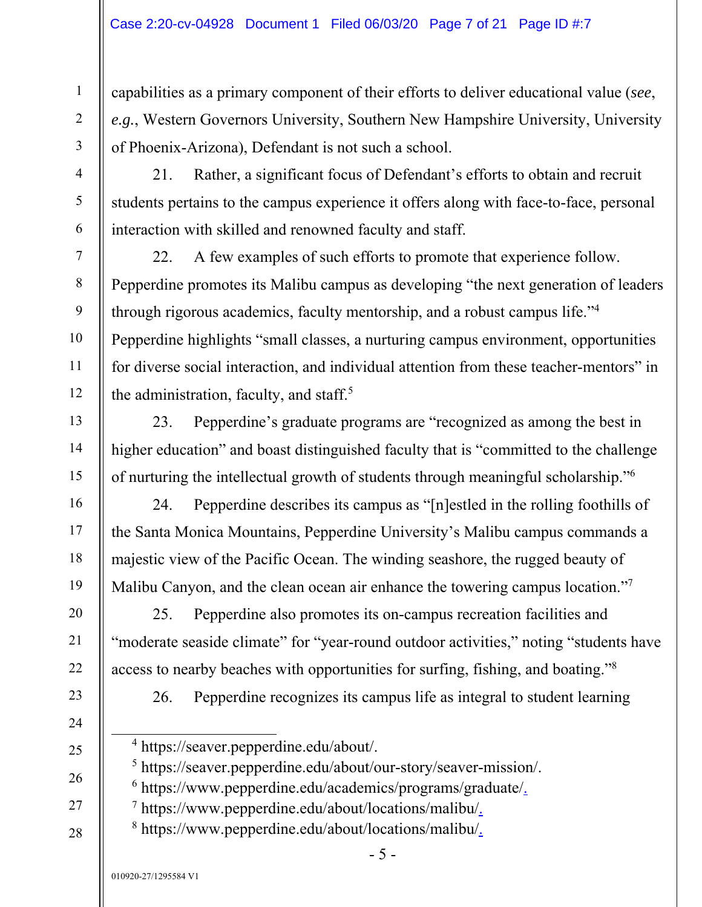capabilities as a primary component of their efforts to deliver educational value (*see*, *e.g.*, Western Governors University, Southern New Hampshire University, University of Phoenix-Arizona), Defendant is not such a school.

21. Rather, a significant focus of Defendant's efforts to obtain and recruit students pertains to the campus experience it offers along with face-to-face, personal interaction with skilled and renowned faculty and staff.

22. A few examples of such efforts to promote that experience follow. Pepperdine promotes its Malibu campus as developing "the next generation of leaders through rigorous academics, faculty mentorship, and a robust campus life."[4] Pepperdine highlights "small classes, a nurturing campus environment, opportunities for diverse social interaction, and individual attention from these teacher-mentors" in the administration, faculty, and staff.[5]

23. Pepperdine's graduate programs are "recognized as among the best in higher education" and boast distinguished faculty that is "committed to the challenge of nurturing the intellectual growth of students through meaningful scholarship."[6]

24. Pepperdine describes its campus as "[n]estled in the rolling foothills of the Santa Monica Mountains, Pepperdine University's Malibu campus commands a majestic view of the Pacific Ocean. The winding seashore, the rugged beauty of Malibu Canyon, and the clean ocean air enhance the towering campus location."[7]

25. Pepperdine also promotes its on-campus recreation facilities and "moderate seaside climate" for "year-round outdoor activities," noting "students have access to nearby beaches with opportunities for surfing, fishing, and boating."[8]

26. Pepperdine recognizes its campus life as integral to student learning

---

[4] https://seaver.pepperdine.edu/about/.

[5] https://seaver.pepperdine.edu/about/our-story/seaver-mission/.

[6] https://www.pepperdine.edu/academics/programs/graduate/.

[7] https://www.pepperdine.edu/about/locations/malibu/.

[8] https://www.pepperdine.edu/about/locations/malibu/.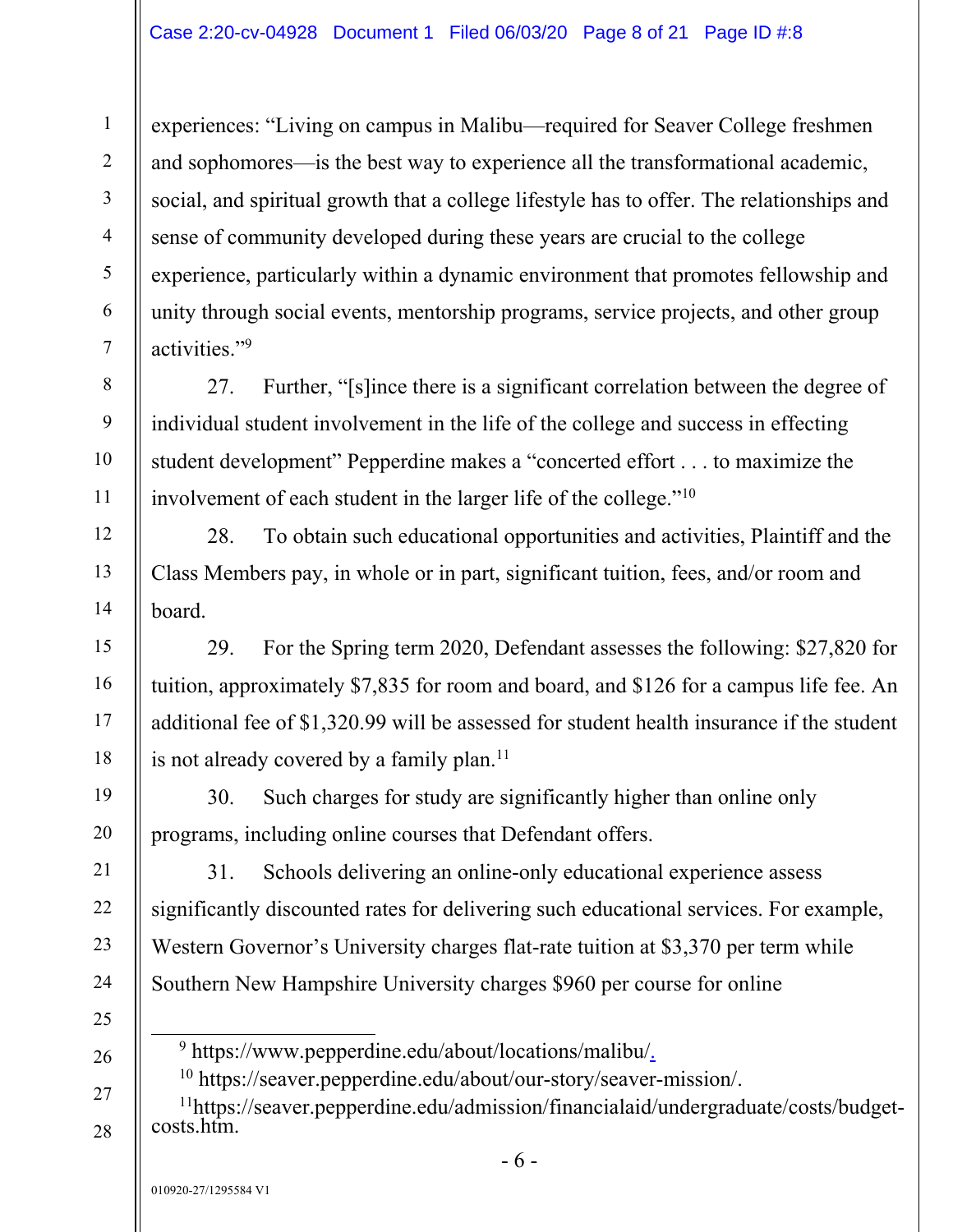experiences: "Living on campus in Malibu—required for Seaver College freshmen and sophomores—is the best way to experience all the transformational academic, social, and spiritual growth that a college lifestyle has to offer. The relationships and sense of community developed during these years are crucial to the college experience, particularly within a dynamic environment that promotes fellowship and unity through social events, mentorship programs, service projects, and other group activities."[9]

27. Further, "[s]ince there is a significant correlation between the degree of individual student involvement in the life of the college and success in effecting student development" Pepperdine makes a "concerted effort . . . to maximize the involvement of each student in the larger life of the college."[10]

28. To obtain such educational opportunities and activities, Plaintiff and the Class Members pay, in whole or in part, significant tuition, fees, and/or room and board.

29. For the Spring term 2020, Defendant assesses the following: $27,820 for tuition, approximately $7,835 for room and board, and $126 for a campus life fee. An additional fee of $1,320.99 will be assessed for student health insurance if the student is not already covered by a family plan.[11]

30. Such charges for study are significantly higher than online only programs, including online courses that Defendant offers.

31. Schools delivering an online-only educational experience assess significantly discounted rates for delivering such educational services. For example, Western Governor's University charges flat-rate tuition at $3,370 per term while Southern New Hampshire University charges $960 per course for online

---

[9] https://www.pepperdine.edu/about/locations/malibu/.

[10] https://seaver.pepperdine.edu/about/our-story/seaver-mission/.

[11] https://seaver.pepperdine.edu/admission/financialaid/undergraduate/costs/budget-costs.htm.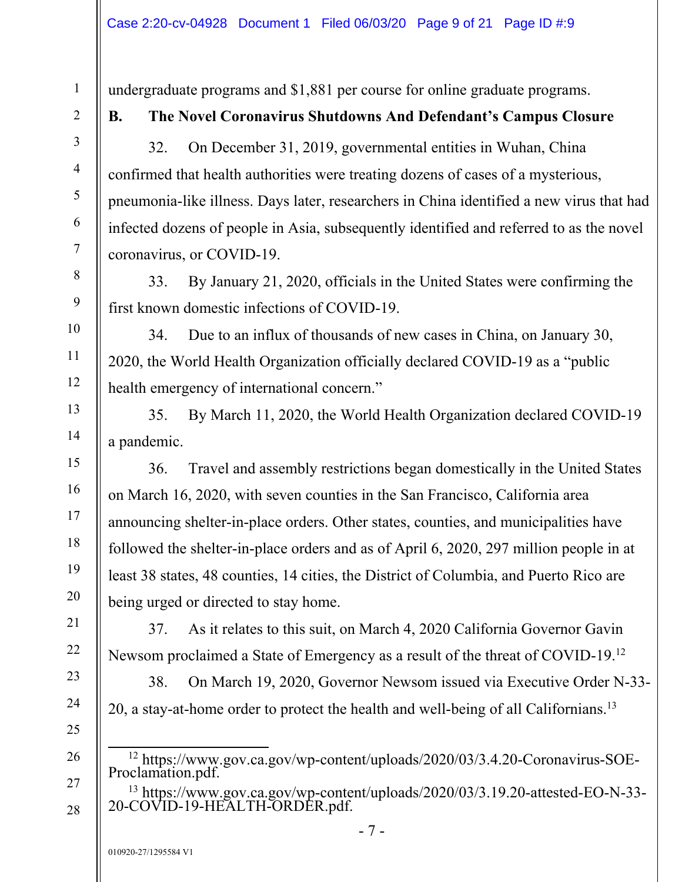undergraduate programs and $1,881 per course for online graduate programs.

## B. The Novel Coronavirus Shutdowns And Defendant's Campus Closure

32. On December 31, 2019, governmental entities in Wuhan, China confirmed that health authorities were treating dozens of cases of a mysterious, pneumonia-like illness. Days later, researchers in China identified a new virus that had infected dozens of people in Asia, subsequently identified and referred to as the novel coronavirus, or COVID-19.

33. By January 21, 2020, officials in the United States were confirming the first known domestic infections of COVID-19.

34. Due to an influx of thousands of new cases in China, on January 30, 2020, the World Health Organization officially declared COVID-19 as a "public health emergency of international concern."

35. By March 11, 2020, the World Health Organization declared COVID-19 a pandemic.

36. Travel and assembly restrictions began domestically in the United States on March 16, 2020, with seven counties in the San Francisco, California area announcing shelter-in-place orders. Other states, counties, and municipalities have followed the shelter-in-place orders and as of April 6, 2020, 297 million people in at least 38 states, 48 counties, 14 cities, the District of Columbia, and Puerto Rico are being urged or directed to stay home.

37. As it relates to this suit, on March 4, 2020 California Governor Gavin Newsom proclaimed a State of Emergency as a result of the threat of COVID-19.[12]

38. On March 19, 2020, Governor Newsom issued via Executive Order N-33-20, a stay-at-home order to protect the health and well-being of all Californians.[13]

---

[12] https://www.gov.ca.gov/wp-content/uploads/2020/03/3.4.20-Coronavirus-SOE-Proclamation.pdf.

[13] https://www.gov.ca.gov/wp-content/uploads/2020/03/3.19.20-attested-EO-N-33-20-COVID-19-HEALTH-ORDER.pdf.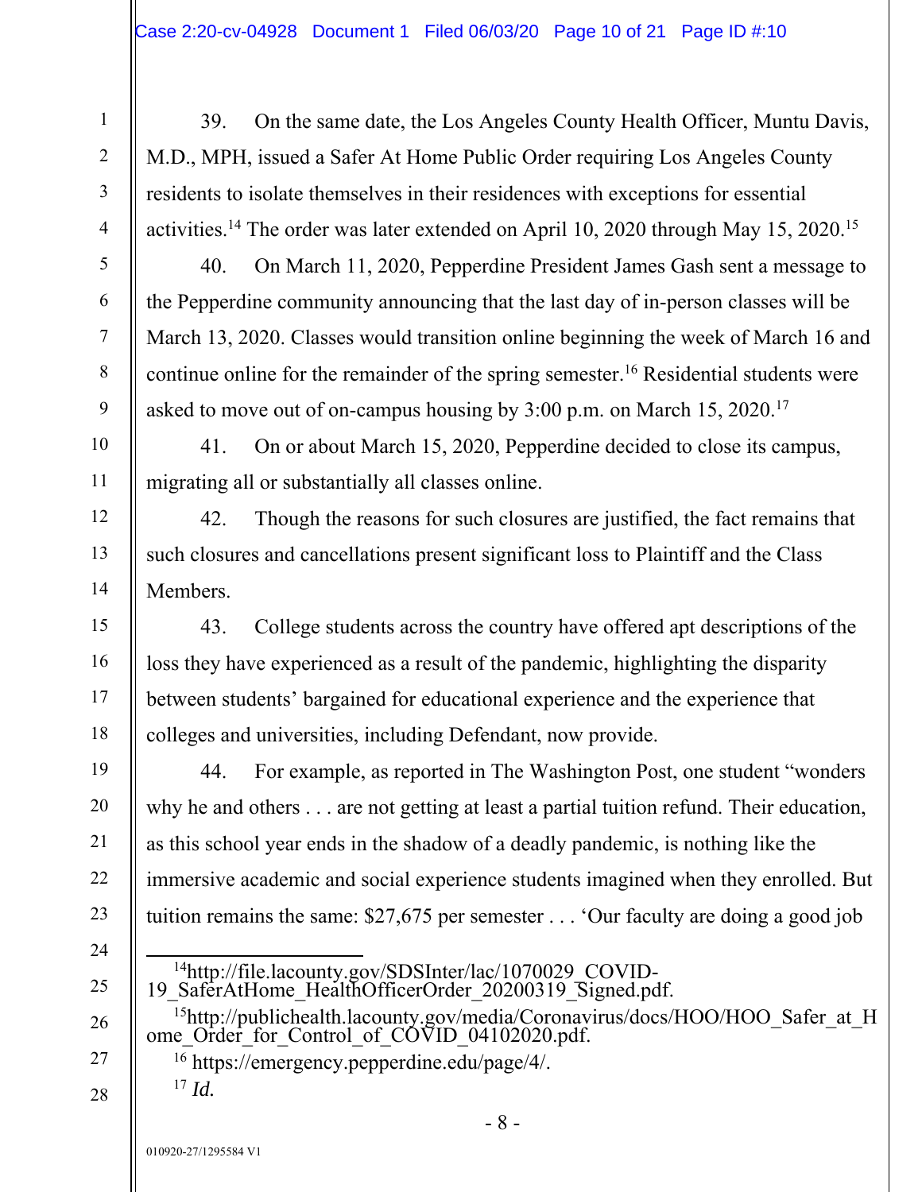39. On the same date, the Los Angeles County Health Officer, Muntu Davis, M.D., MPH, issued a Safer At Home Public Order requiring Los Angeles County residents to isolate themselves in their residences with exceptions for essential activities.[14] The order was later extended on April 10, 2020 through May 15, 2020.[15]

40. On March 11, 2020, Pepperdine President James Gash sent a message to the Pepperdine community announcing that the last day of in-person classes will be March 13, 2020. Classes would transition online beginning the week of March 16 and continue online for the remainder of the spring semester.[16] Residential students were asked to move out of on-campus housing by 3:00 p.m. on March 15, 2020.[17]

41. On or about March 15, 2020, Pepperdine decided to close its campus, migrating all or substantially all classes online.

42. Though the reasons for such closures are justified, the fact remains that such closures and cancellations present significant loss to Plaintiff and the Class Members.

43. College students across the country have offered apt descriptions of the loss they have experienced as a result of the pandemic, highlighting the disparity between students' bargained for educational experience and the experience that colleges and universities, including Defendant, now provide.

44. For example, as reported in The Washington Post, one student "wonders why he and others . . . are not getting at least a partial tuition refund. Their education, as this school year ends in the shadow of a deadly pandemic, is nothing like the immersive academic and social experience students imagined when they enrolled. But tuition remains the same: $27,675 per semester . . . 'Our faculty are doing a good job

---

[14] http://file.lacounty.gov/SDSInter/lac/1070029_COVID-19_SaferAtHome_HealthOfficerOrder_20200319_Signed.pdf.

[15] http://publichealth.lacounty.gov/media/Coronavirus/docs/HOO/HOO_Safer_at_Home_Order_for_Control_of_COVID_04102020.pdf.

[16] https://emergency.pepperdine.edu/page/4/.

[17] *Id.*

010920-27/1295584 V1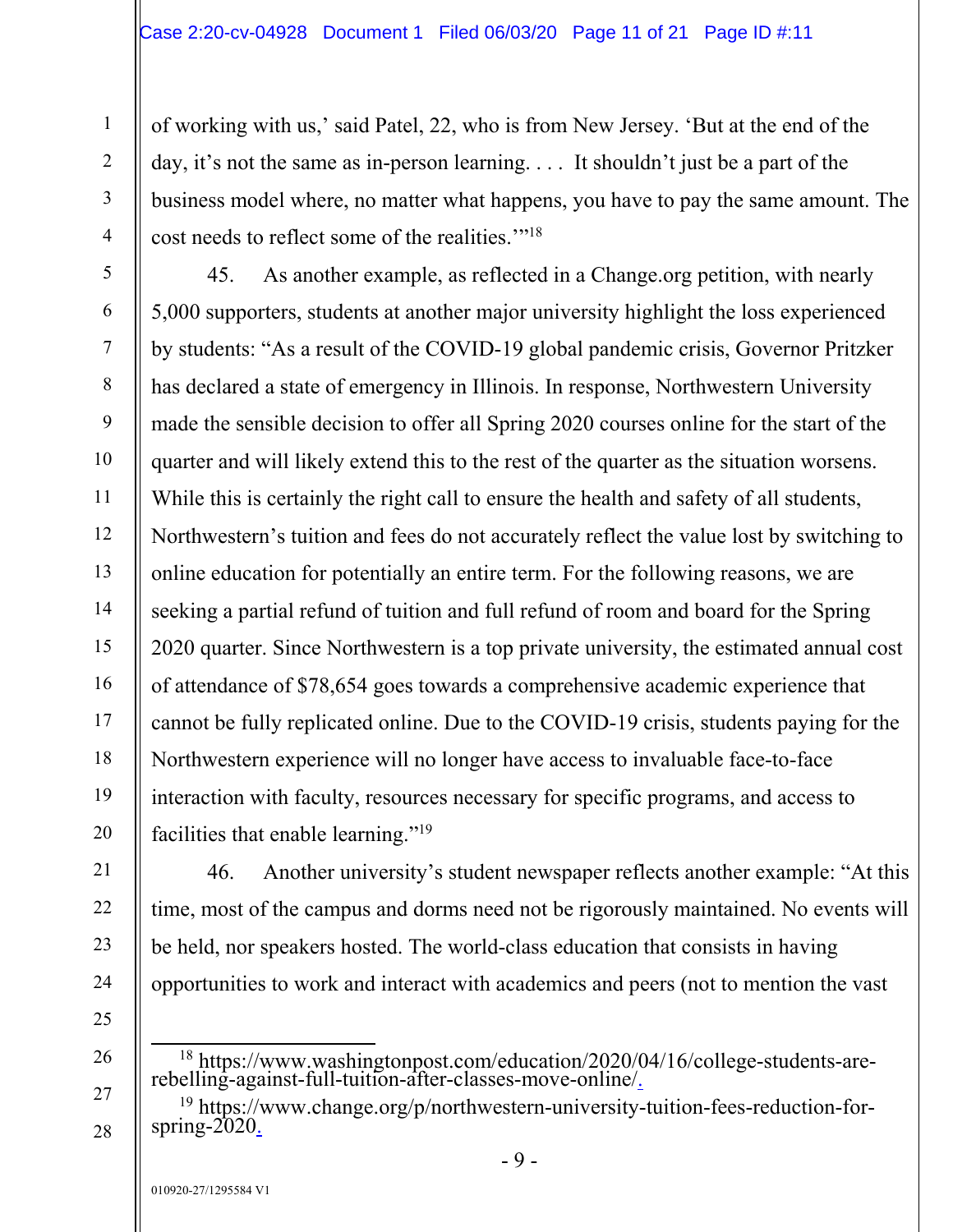of working with us,' said Patel, 22, who is from New Jersey. 'But at the end of the day, it's not the same as in-person learning. . . . It shouldn't just be a part of the business model where, no matter what happens, you have to pay the same amount. The cost needs to reflect some of the realities.'"[18]

45. As another example, as reflected in a Change.org petition, with nearly 5,000 supporters, students at another major university highlight the loss experienced by students: "As a result of the COVID-19 global pandemic crisis, Governor Pritzker has declared a state of emergency in Illinois. In response, Northwestern University made the sensible decision to offer all Spring 2020 courses online for the start of the quarter and will likely extend this to the rest of the quarter as the situation worsens. While this is certainly the right call to ensure the health and safety of all students, Northwestern's tuition and fees do not accurately reflect the value lost by switching to online education for potentially an entire term. For the following reasons, we are seeking a partial refund of tuition and full refund of room and board for the Spring 2020 quarter. Since Northwestern is a top private university, the estimated annual cost of attendance of $78,654 goes towards a comprehensive academic experience that cannot be fully replicated online. Due to the COVID-19 crisis, students paying for the Northwestern experience will no longer have access to invaluable face-to-face interaction with faculty, resources necessary for specific programs, and access to facilities that enable learning."[19]

46. Another university's student newspaper reflects another example: "At this time, most of the campus and dorms need not be rigorously maintained. No events will be held, nor speakers hosted. The world-class education that consists in having opportunities to work and interact with academics and peers (not to mention the vast

---

[18] https://www.washingtonpost.com/education/2020/04/16/college-students-are-rebelling-against-full-tuition-after-classes-move-online/.

[19] https://www.change.org/p/northwestern-university-tuition-fees-reduction-for-spring-2020.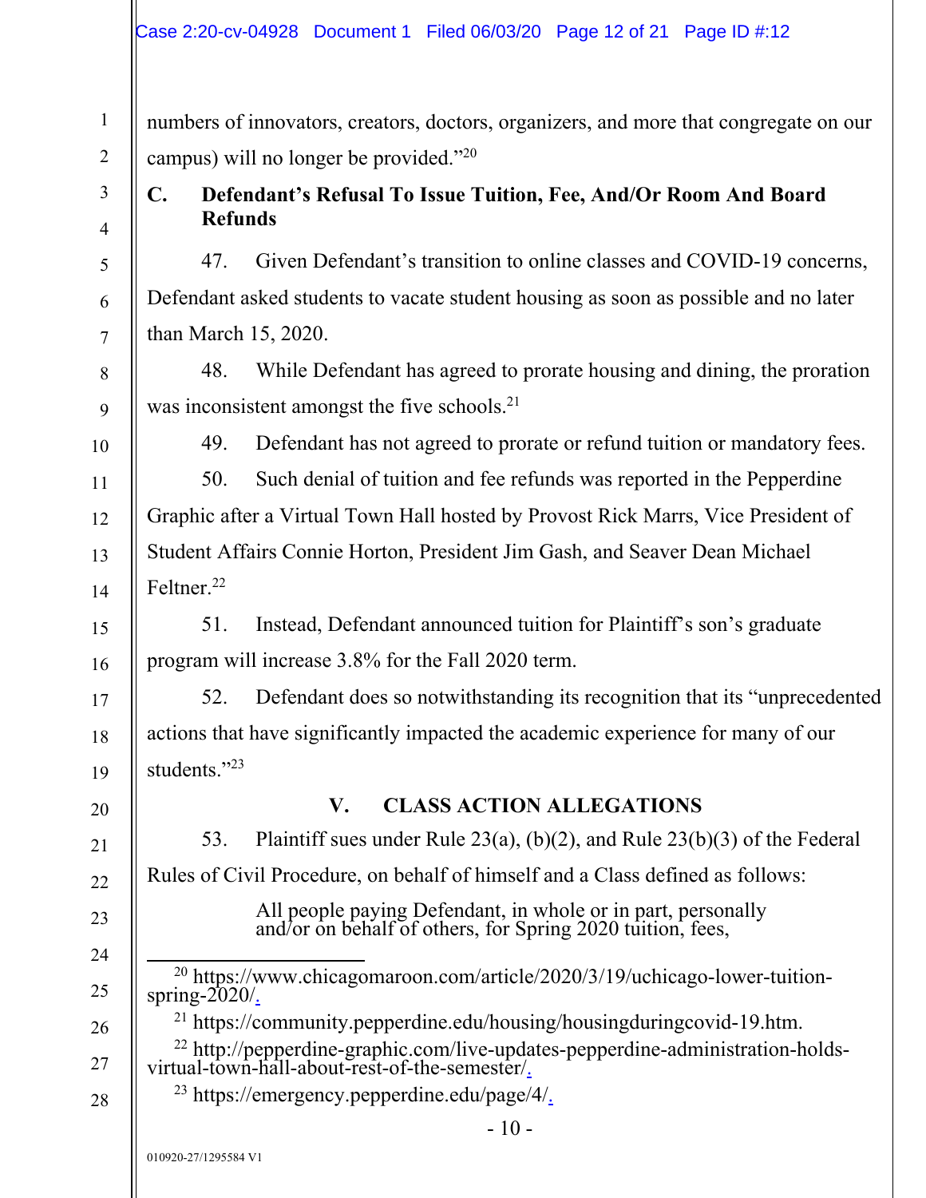numbers of innovators, creators, doctors, organizers, and more that congregate on our campus) will no longer be provided."[20]

### C. Defendant's Refusal To Issue Tuition, Fee, And/Or Room And Board Refunds

47. Given Defendant's transition to online classes and COVID-19 concerns, Defendant asked students to vacate student housing as soon as possible and no later than March 15, 2020.

48. While Defendant has agreed to prorate housing and dining, the proration was inconsistent amongst the five schools.[21]

49. Defendant has not agreed to prorate or refund tuition or mandatory fees.

50. Such denial of tuition and fee refunds was reported in the Pepperdine Graphic after a Virtual Town Hall hosted by Provost Rick Marrs, Vice President of Student Affairs Connie Horton, President Jim Gash, and Seaver Dean Michael Feltner.[22]

51. Instead, Defendant announced tuition for Plaintiff's son's graduate program will increase 3.8% for the Fall 2020 term.

52. Defendant does so notwithstanding its recognition that its "unprecedented actions that have significantly impacted the academic experience for many of our students."[23]

## V. CLASS ACTION ALLEGATIONS

53. Plaintiff sues under Rule 23(a), (b)(2), and Rule 23(b)(3) of the Federal Rules of Civil Procedure, on behalf of himself and a Class defined as follows:

> All people paying Defendant, in whole or in part, personally and/or on behalf of others, for Spring 2020 tuition, fees,

---

[20] https://www.chicagomaroon.com/article/2020/3/19/uchicago-lower-tuition-spring-2020/.

[21] https://community.pepperdine.edu/housing/housingduringcovid-19.htm.

[22] http://pepperdine-graphic.com/live-updates-pepperdine-administration-holds-virtual-town-hall-about-rest-of-the-semester/.

[23] https://emergency.pepperdine.edu/page/4/.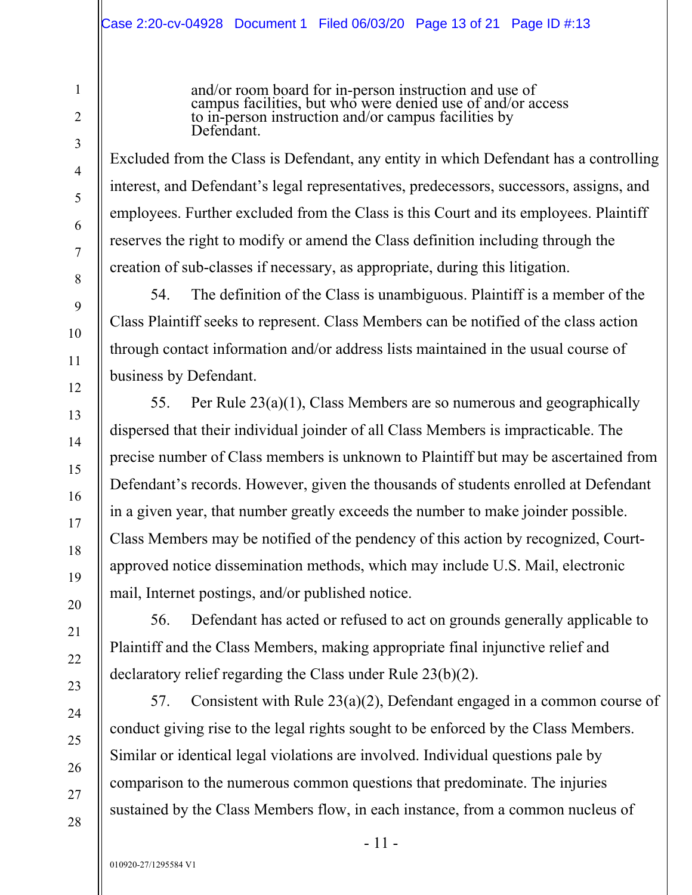and/or room board for in-person instruction and use of campus facilities, but who were denied use of and/or access to in-person instruction and/or campus facilities by Defendant.

Excluded from the Class is Defendant, any entity in which Defendant has a controlling interest, and Defendant's legal representatives, predecessors, successors, assigns, and employees. Further excluded from the Class is this Court and its employees. Plaintiff reserves the right to modify or amend the Class definition including through the creation of sub-classes if necessary, as appropriate, during this litigation.

54. The definition of the Class is unambiguous. Plaintiff is a member of the Class Plaintiff seeks to represent. Class Members can be notified of the class action through contact information and/or address lists maintained in the usual course of business by Defendant.

55. Per Rule 23(a)(1), Class Members are so numerous and geographically dispersed that their individual joinder of all Class Members is impracticable. The precise number of Class members is unknown to Plaintiff but may be ascertained from Defendant's records. However, given the thousands of students enrolled at Defendant in a given year, that number greatly exceeds the number to make joinder possible. Class Members may be notified of the pendency of this action by recognized, Court-approved notice dissemination methods, which may include U.S. Mail, electronic mail, Internet postings, and/or published notice.

56. Defendant has acted or refused to act on grounds generally applicable to Plaintiff and the Class Members, making appropriate final injunctive relief and declaratory relief regarding the Class under Rule 23(b)(2).

57. Consistent with Rule 23(a)(2), Defendant engaged in a common course of conduct giving rise to the legal rights sought to be enforced by the Class Members. Similar or identical legal violations are involved. Individual questions pale by comparison to the numerous common questions that predominate. The injuries sustained by the Class Members flow, in each instance, from a common nucleus of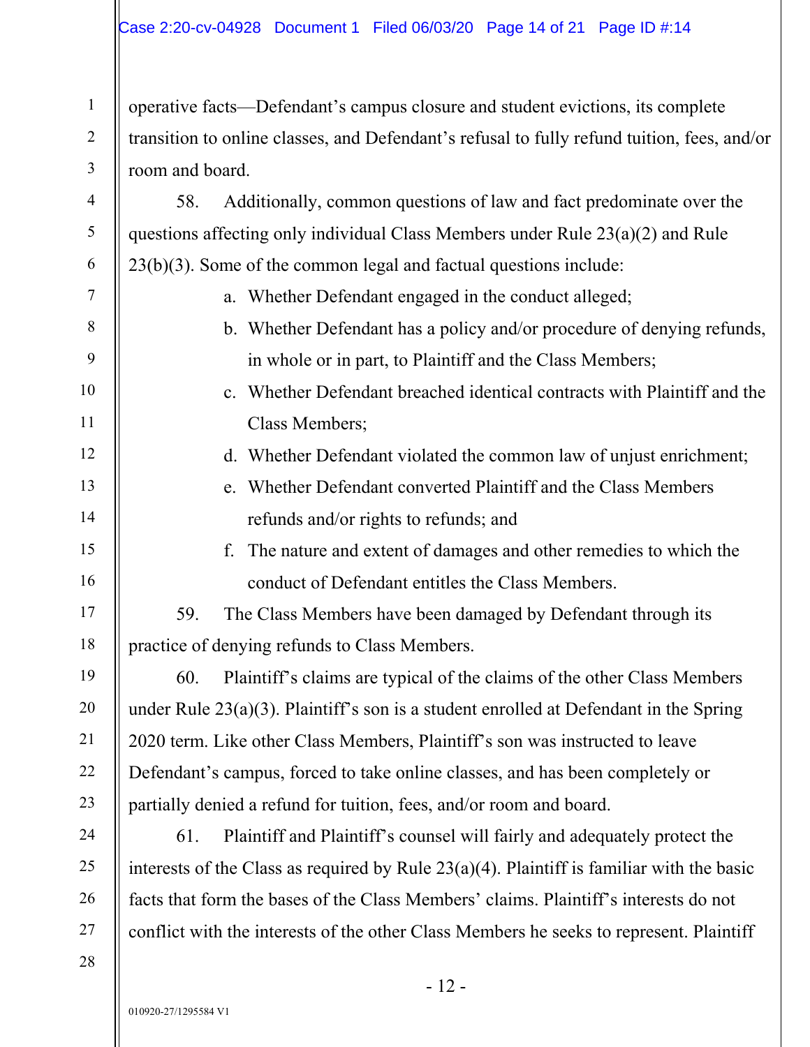operative facts—Defendant's campus closure and student evictions, its complete transition to online classes, and Defendant's refusal to fully refund tuition, fees, and/or room and board.

58. Additionally, common questions of law and fact predominate over the questions affecting only individual Class Members under Rule 23(a)(2) and Rule 23(b)(3). Some of the common legal and factual questions include:

a. Whether Defendant engaged in the conduct alleged;

b. Whether Defendant has a policy and/or procedure of denying refunds, in whole or in part, to Plaintiff and the Class Members;

c. Whether Defendant breached identical contracts with Plaintiff and the Class Members;

d. Whether Defendant violated the common law of unjust enrichment;

e. Whether Defendant converted Plaintiff and the Class Members refunds and/or rights to refunds; and

f. The nature and extent of damages and other remedies to which the conduct of Defendant entitles the Class Members.

59. The Class Members have been damaged by Defendant through its practice of denying refunds to Class Members.

60. Plaintiff's claims are typical of the claims of the other Class Members under Rule 23(a)(3). Plaintiff's son is a student enrolled at Defendant in the Spring 2020 term. Like other Class Members, Plaintiff's son was instructed to leave Defendant's campus, forced to take online classes, and has been completely or partially denied a refund for tuition, fees, and/or room and board.

61. Plaintiff and Plaintiff's counsel will fairly and adequately protect the interests of the Class as required by Rule 23(a)(4). Plaintiff is familiar with the basic facts that form the bases of the Class Members' claims. Plaintiff's interests do not conflict with the interests of the other Class Members he seeks to represent. Plaintiff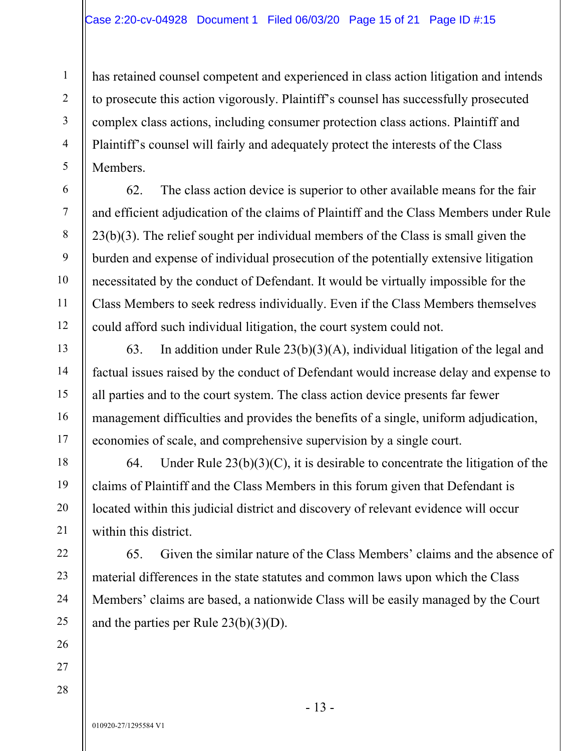has retained counsel competent and experienced in class action litigation and intends to prosecute this action vigorously. Plaintiff's counsel has successfully prosecuted complex class actions, including consumer protection class actions. Plaintiff and Plaintiff's counsel will fairly and adequately protect the interests of the Class Members.

62. The class action device is superior to other available means for the fair and efficient adjudication of the claims of Plaintiff and the Class Members under Rule 23(b)(3). The relief sought per individual members of the Class is small given the burden and expense of individual prosecution of the potentially extensive litigation necessitated by the conduct of Defendant. It would be virtually impossible for the Class Members to seek redress individually. Even if the Class Members themselves could afford such individual litigation, the court system could not.

63. In addition under Rule 23(b)(3)(A), individual litigation of the legal and factual issues raised by the conduct of Defendant would increase delay and expense to all parties and to the court system. The class action device presents far fewer management difficulties and provides the benefits of a single, uniform adjudication, economies of scale, and comprehensive supervision by a single court.

64. Under Rule 23(b)(3)(C), it is desirable to concentrate the litigation of the claims of Plaintiff and the Class Members in this forum given that Defendant is located within this judicial district and discovery of relevant evidence will occur within this district.

65. Given the similar nature of the Class Members' claims and the absence of material differences in the state statutes and common laws upon which the Class Members' claims are based, a nationwide Class will be easily managed by the Court and the parties per Rule 23(b)(3)(D).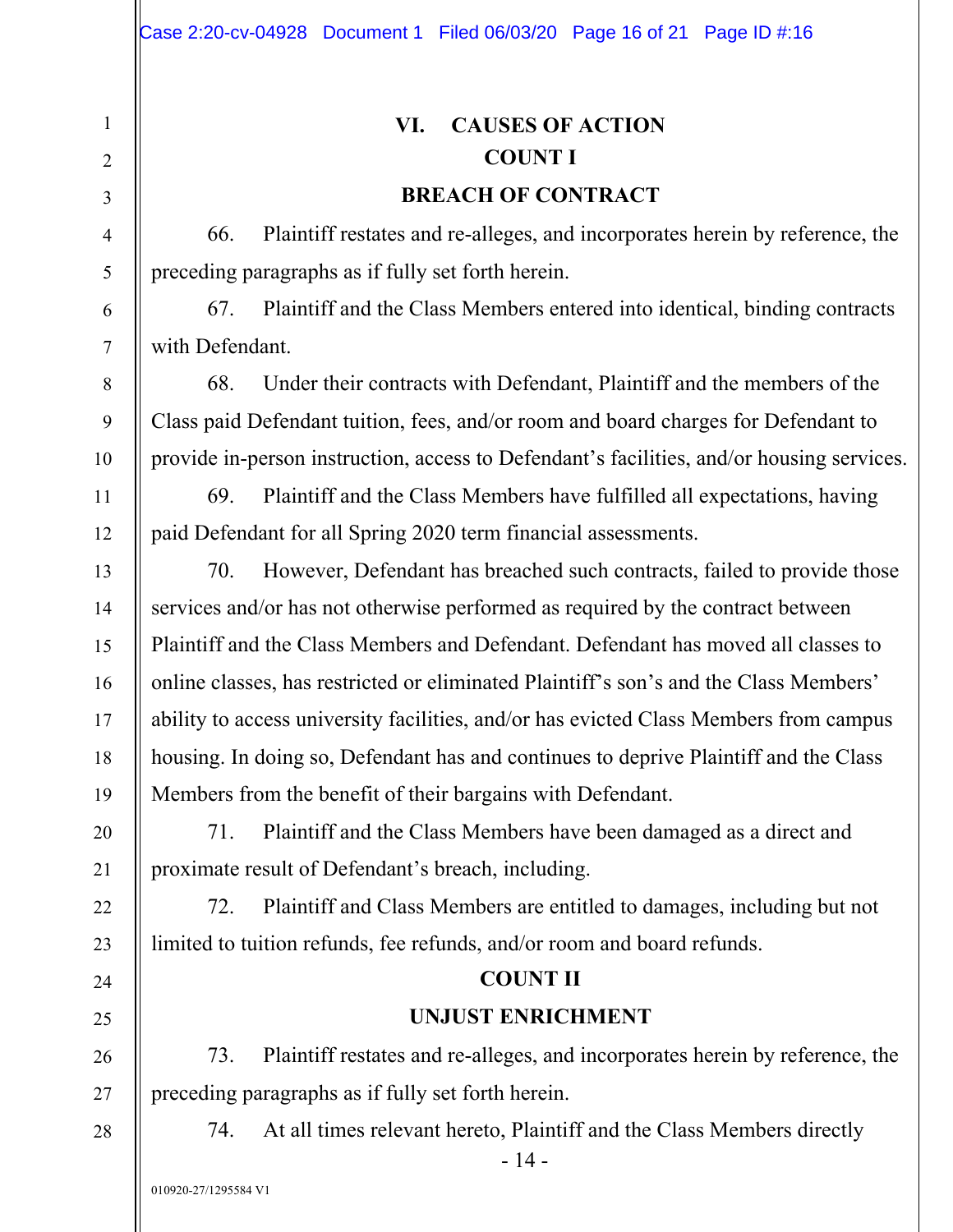## VI. CAUSES OF ACTION

### COUNT I

### BREACH OF CONTRACT

66. Plaintiff restates and re-alleges, and incorporates herein by reference, the preceding paragraphs as if fully set forth herein.

67. Plaintiff and the Class Members entered into identical, binding contracts with Defendant.

68. Under their contracts with Defendant, Plaintiff and the members of the Class paid Defendant tuition, fees, and/or room and board charges for Defendant to provide in-person instruction, access to Defendant's facilities, and/or housing services.

69. Plaintiff and the Class Members have fulfilled all expectations, having paid Defendant for all Spring 2020 term financial assessments.

70. However, Defendant has breached such contracts, failed to provide those services and/or has not otherwise performed as required by the contract between Plaintiff and the Class Members and Defendant. Defendant has moved all classes to online classes, has restricted or eliminated Plaintiff's son's and the Class Members' ability to access university facilities, and/or has evicted Class Members from campus housing. In doing so, Defendant has and continues to deprive Plaintiff and the Class Members from the benefit of their bargains with Defendant.

71. Plaintiff and the Class Members have been damaged as a direct and proximate result of Defendant's breach, including.

72. Plaintiff and Class Members are entitled to damages, including but not limited to tuition refunds, fee refunds, and/or room and board refunds.

### COUNT II

### UNJUST ENRICHMENT

73. Plaintiff restates and re-alleges, and incorporates herein by reference, the preceding paragraphs as if fully set forth herein.

74. At all times relevant hereto, Plaintiff and the Class Members directly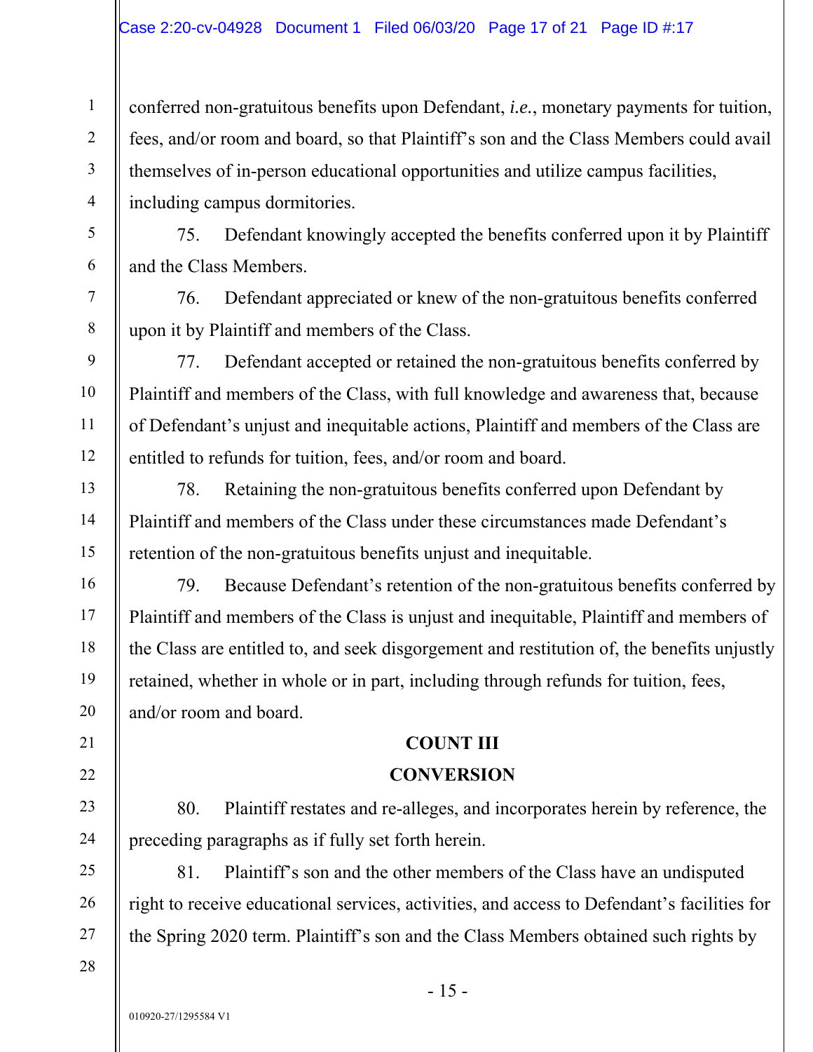conferred non-gratuitous benefits upon Defendant, *i.e.*, monetary payments for tuition, fees, and/or room and board, so that Plaintiff's son and the Class Members could avail themselves of in-person educational opportunities and utilize campus facilities, including campus dormitories.

75. Defendant knowingly accepted the benefits conferred upon it by Plaintiff and the Class Members.

76. Defendant appreciated or knew of the non-gratuitous benefits conferred upon it by Plaintiff and members of the Class.

77. Defendant accepted or retained the non-gratuitous benefits conferred by Plaintiff and members of the Class, with full knowledge and awareness that, because of Defendant's unjust and inequitable actions, Plaintiff and members of the Class are entitled to refunds for tuition, fees, and/or room and board.

78. Retaining the non-gratuitous benefits conferred upon Defendant by Plaintiff and members of the Class under these circumstances made Defendant's retention of the non-gratuitous benefits unjust and inequitable.

79. Because Defendant's retention of the non-gratuitous benefits conferred by Plaintiff and members of the Class is unjust and inequitable, Plaintiff and members of the Class are entitled to, and seek disgorgement and restitution of, the benefits unjustly retained, whether in whole or in part, including through refunds for tuition, fees, and/or room and board.

## COUNT III

## CONVERSION

80. Plaintiff restates and re-alleges, and incorporates herein by reference, the preceding paragraphs as if fully set forth herein.

81. Plaintiff's son and the other members of the Class have an undisputed right to receive educational services, activities, and access to Defendant's facilities for the Spring 2020 term. Plaintiff's son and the Class Members obtained such rights by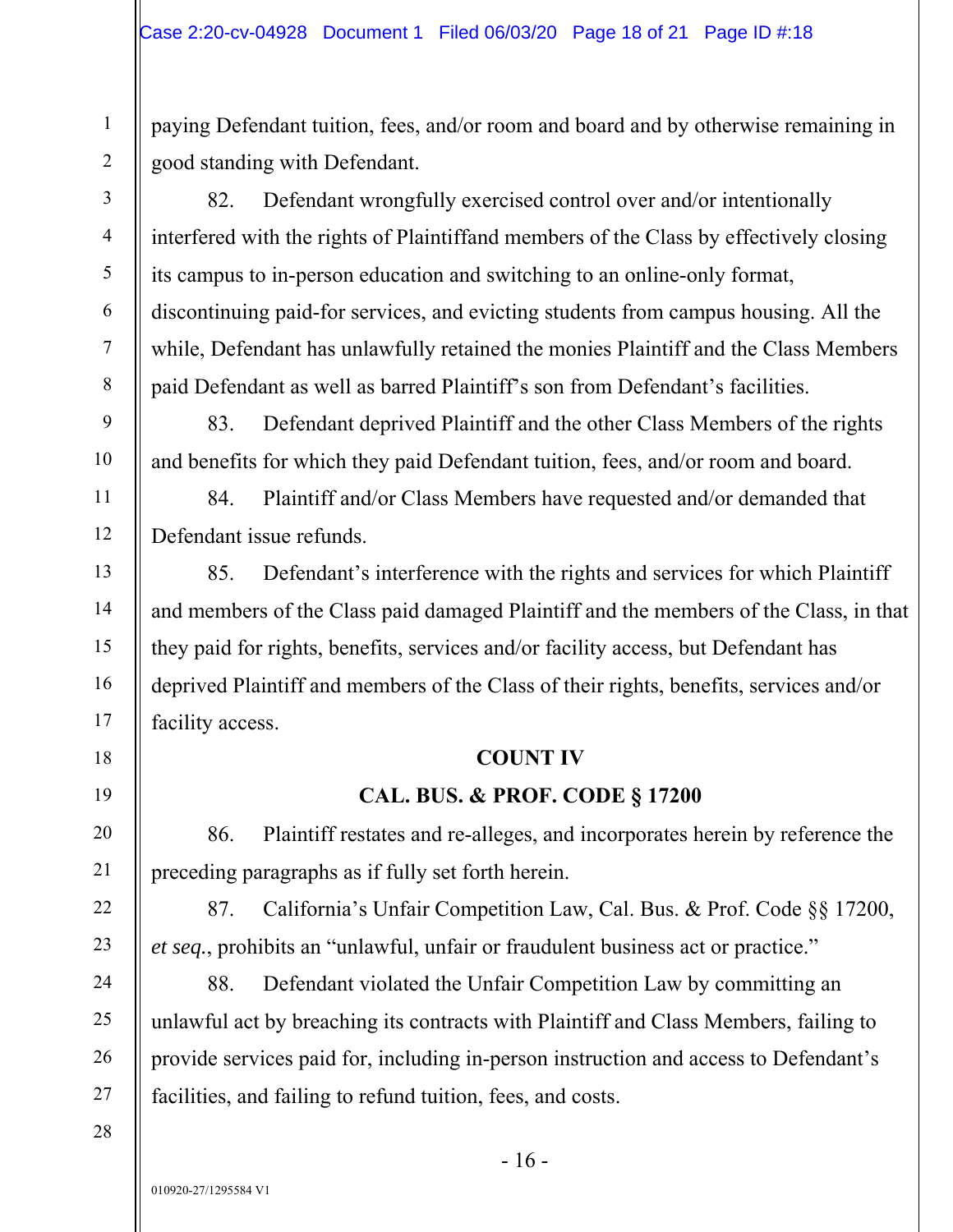paying Defendant tuition, fees, and/or room and board and by otherwise remaining in good standing with Defendant.

82. Defendant wrongfully exercised control over and/or intentionally interfered with the rights of Plaintiffand members of the Class by effectively closing its campus to in-person education and switching to an online-only format, discontinuing paid-for services, and evicting students from campus housing. All the while, Defendant has unlawfully retained the monies Plaintiff and the Class Members paid Defendant as well as barred Plaintiff's son from Defendant's facilities.

83. Defendant deprived Plaintiff and the other Class Members of the rights and benefits for which they paid Defendant tuition, fees, and/or room and board.

84. Plaintiff and/or Class Members have requested and/or demanded that Defendant issue refunds.

85. Defendant's interference with the rights and services for which Plaintiff and members of the Class paid damaged Plaintiff and the members of the Class, in that they paid for rights, benefits, services and/or facility access, but Defendant has deprived Plaintiff and members of the Class of their rights, benefits, services and/or facility access.

**COUNT IV**

**CAL. BUS. & PROF. CODE § 17200**

86. Plaintiff restates and re-alleges, and incorporates herein by reference the preceding paragraphs as if fully set forth herein.

87. California's Unfair Competition Law, Cal. Bus. & Prof. Code §§ 17200, *et seq.*, prohibits an "unlawful, unfair or fraudulent business act or practice."

88. Defendant violated the Unfair Competition Law by committing an unlawful act by breaching its contracts with Plaintiff and Class Members, failing to provide services paid for, including in-person instruction and access to Defendant's facilities, and failing to refund tuition, fees, and costs.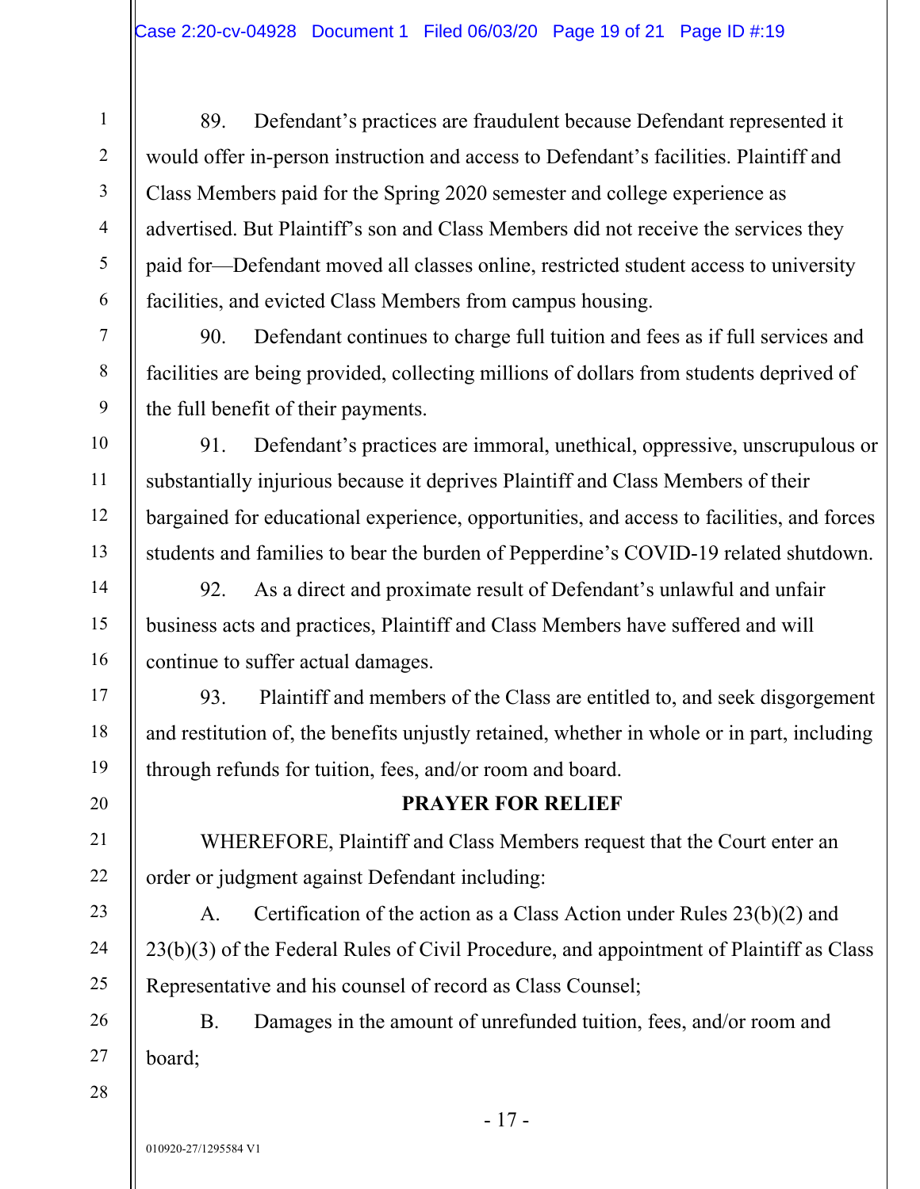89. Defendant's practices are fraudulent because Defendant represented it would offer in-person instruction and access to Defendant's facilities. Plaintiff and Class Members paid for the Spring 2020 semester and college experience as advertised. But Plaintiff's son and Class Members did not receive the services they paid for—Defendant moved all classes online, restricted student access to university facilities, and evicted Class Members from campus housing.

90. Defendant continues to charge full tuition and fees as if full services and facilities are being provided, collecting millions of dollars from students deprived of the full benefit of their payments.

91. Defendant's practices are immoral, unethical, oppressive, unscrupulous or substantially injurious because it deprives Plaintiff and Class Members of their bargained for educational experience, opportunities, and access to facilities, and forces students and families to bear the burden of Pepperdine's COVID-19 related shutdown.

92. As a direct and proximate result of Defendant's unlawful and unfair business acts and practices, Plaintiff and Class Members have suffered and will continue to suffer actual damages.

93. Plaintiff and members of the Class are entitled to, and seek disgorgement and restitution of, the benefits unjustly retained, whether in whole or in part, including through refunds for tuition, fees, and/or room and board.

**PRAYER FOR RELIEF**

WHEREFORE, Plaintiff and Class Members request that the Court enter an order or judgment against Defendant including:

A. Certification of the action as a Class Action under Rules 23(b)(2) and 23(b)(3) of the Federal Rules of Civil Procedure, and appointment of Plaintiff as Class Representative and his counsel of record as Class Counsel;

B. Damages in the amount of unrefunded tuition, fees, and/or room and board;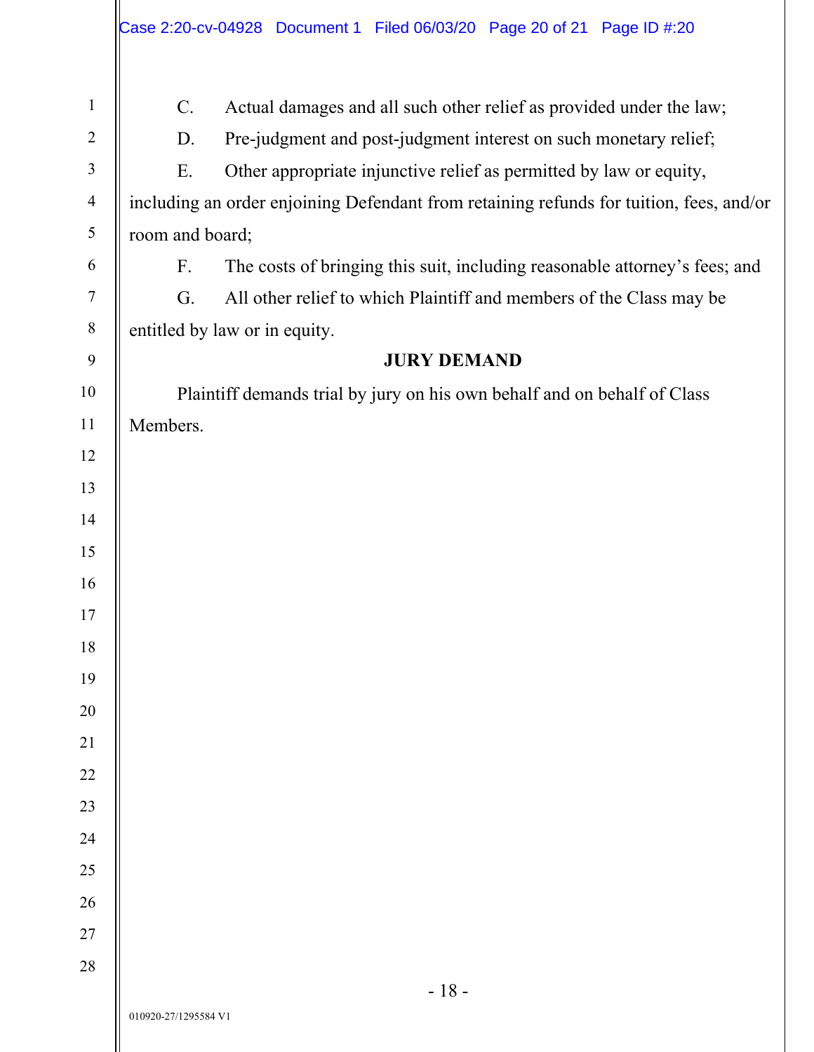C. Actual damages and all such other relief as provided under the law;

D. Pre-judgment and post-judgment interest on such monetary relief;

E. Other appropriate injunctive relief as permitted by law or equity, including an order enjoining Defendant from retaining refunds for tuition, fees, and/or room and board;

F. The costs of bringing this suit, including reasonable attorney's fees; and

G. All other relief to which Plaintiff and members of the Class may be entitled by law or in equity.

**JURY DEMAND**

Plaintiff demands trial by jury on his own behalf and on behalf of Class Members.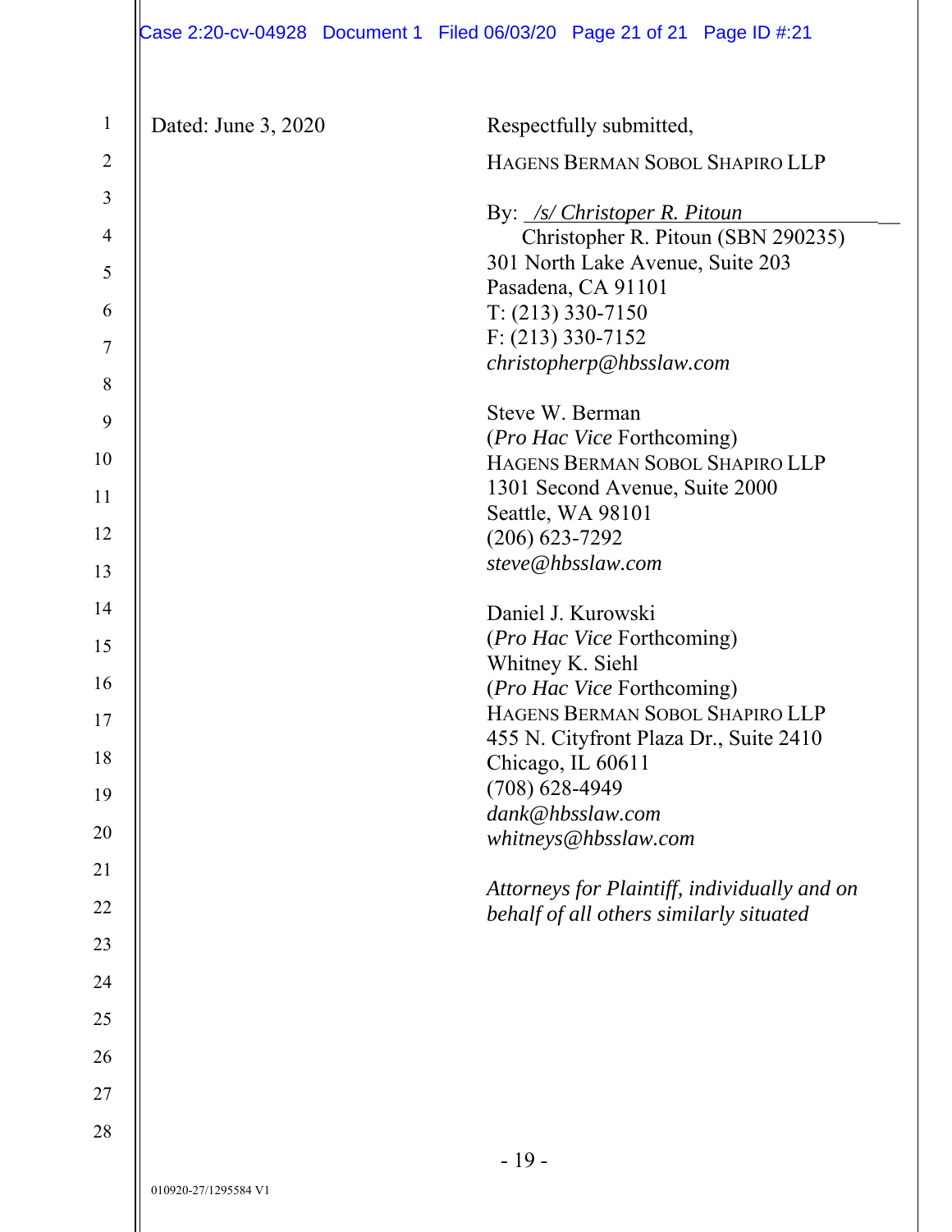Dated: June 3, 2020

Respectfully submitted,

HAGENS BERMAN SOBOL SHAPIRO LLP

By: */s/ Christoper R. Pitoun*
Christopher R. Pitoun (SBN 290235)
301 North Lake Avenue, Suite 203
Pasadena, CA 91101
T: (213) 330-7150
F: (213) 330-7152
*christopherp@hbsslaw.com*

Steve W. Berman
(*Pro Hac Vice* Forthcoming)
HAGENS BERMAN SOBOL SHAPIRO LLP
1301 Second Avenue, Suite 2000
Seattle, WA 98101
(206) 623-7292
*steve@hbsslaw.com*

Daniel J. Kurowski
(*Pro Hac Vice* Forthcoming)
Whitney K. Siehl
(*Pro Hac Vice* Forthcoming)
HAGENS BERMAN SOBOL SHAPIRO LLP
455 N. Cityfront Plaza Dr., Suite 2410
Chicago, IL 60611
(708) 628-4949
*dank@hbsslaw.com*
*whitneys@hbsslaw.com*

*Attorneys for Plaintiff, individually and on behalf of all others similarly situated*

010920-27/1295584 V1